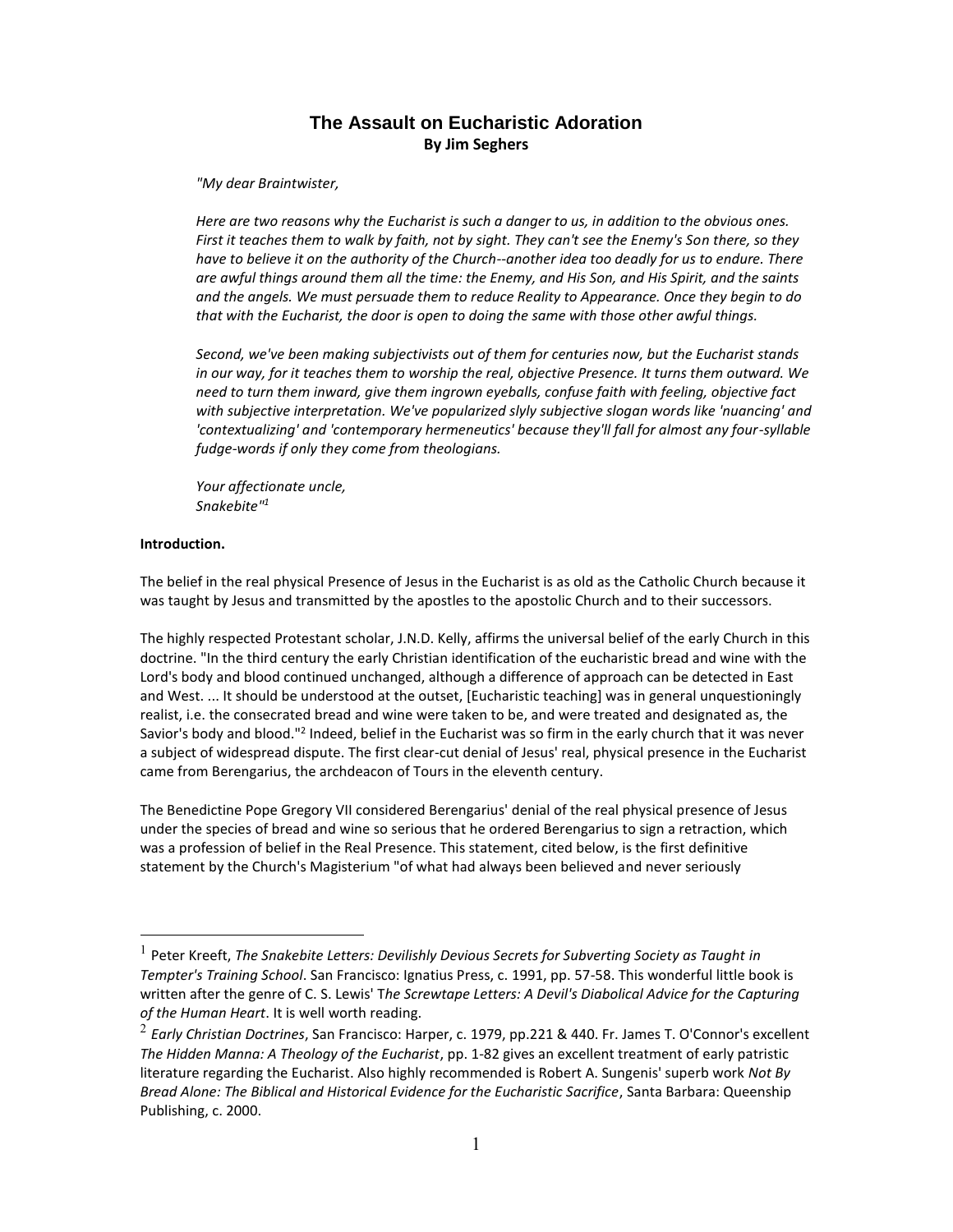# The Assault on Eucharistic Adoration

**By Jim Seghers**

*"My dear Braintwister,*

*Here are two reasons why the Eucharist is such a danger to us, in addition to the obvious ones. First it teaches them to walk by faith, not by sight. They can't see the Enemy's Son there, so they have to believe it on the authority of the Church--another idea too deadly for us to endure. There are awful things around them all the time: the Enemy, and His Son, and His Spirit, and the saints and the angels. We must persuade them to reduce Reality to Appearance. Once they begin to do that with the Eucharist, the door is open to doing the same with those other awful things.*

*Second, we've been making subjectivists out of them for centuries now, but the Eucharist stands in our way, for it teaches them to worship the real, objective Presence. It turns them outward. We need to turn them inward, give them ingrown eyeballs, confuse faith with feeling, objective fact with subjective interpretation. We've popularized slyly subjective slogan words like 'nuancing' and 'contextualizing' and 'contemporary hermeneutics' because they'll fall for almost any four-syllable fudge-words if only they come from theologians.*

*Your affectionate uncle,*
*Snakebite"*[1]

**Introduction.**

The belief in the real physical Presence of Jesus in the Eucharist is as old as the Catholic Church because it was taught by Jesus and transmitted by the apostles to the apostolic Church and to their successors.

The highly respected Protestant scholar, J.N.D. Kelly, affirms the universal belief of the early Church in this doctrine. "In the third century the early Christian identification of the eucharistic bread and wine with the Lord's body and blood continued unchanged, although a difference of approach can be detected in East and West. ... It should be understood at the outset, [Eucharistic teaching] was in general unquestioningly realist, i.e. the consecrated bread and wine were taken to be, and were treated and designated as, the Savior's body and blood."[2] Indeed, belief in the Eucharist was so firm in the early church that it was never a subject of widespread dispute. The first clear-cut denial of Jesus' real, physical presence in the Eucharist came from Berengarius, the archdeacon of Tours in the eleventh century.

The Benedictine Pope Gregory VII considered Berengarius' denial of the real physical presence of Jesus under the species of bread and wine so serious that he ordered Berengarius to sign a retraction, which was a profession of belief in the Real Presence. This statement, cited below, is the first definitive statement by the Church's Magisterium "of what had always been believed and never seriously

---

[1] Peter Kreeft, *The Snakebite Letters: Devilishly Devious Secrets for Subverting Society as Taught in Tempter's Training School*. San Francisco: Ignatius Press, c. 1991, pp. 57-58. This wonderful little book is written after the genre of C. S. Lewis' T*he Screwtape Letters: A Devil's Diabolical Advice for the Capturing of the Human Heart*. It is well worth reading.

[2] *Early Christian Doctrines*, San Francisco: Harper, c. 1979, pp.221 & 440. Fr. James T. O'Connor's excellent *The Hidden Manna: A Theology of the Eucharist*, pp. 1-82 gives an excellent treatment of early patristic literature regarding the Eucharist. Also highly recommended is Robert A. Sungenis' superb work *Not By Bread Alone: The Biblical and Historical Evidence for the Eucharistic Sacrifice*, Santa Barbara: Queenship Publishing, c. 2000.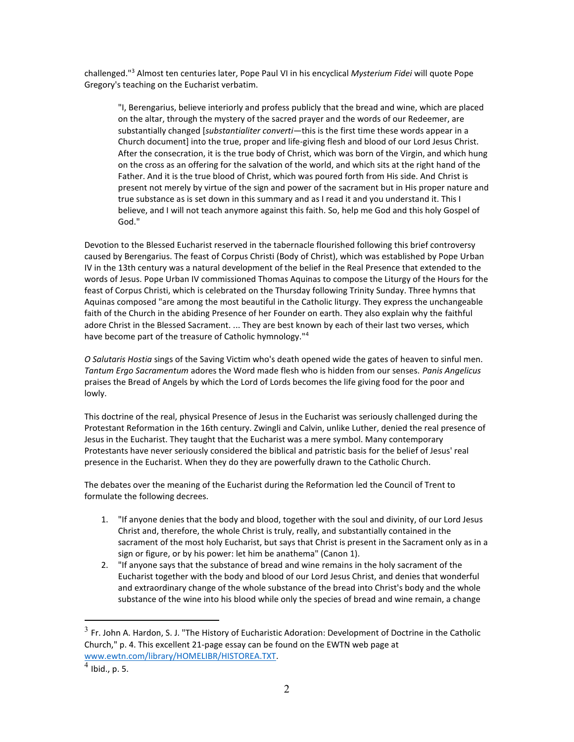challenged."[3] Almost ten centuries later, Pope Paul VI in his encyclical *Mysterium Fidei* will quote Pope Gregory's teaching on the Eucharist verbatim.

> "I, Berengarius, believe interiorly and profess publicly that the bread and wine, which are placed on the altar, through the mystery of the sacred prayer and the words of our Redeemer, are substantially changed [*substantialiter converti*—this is the first time these words appear in a Church document] into the true, proper and life-giving flesh and blood of our Lord Jesus Christ. After the consecration, it is the true body of Christ, which was born of the Virgin, and which hung on the cross as an offering for the salvation of the world, and which sits at the right hand of the Father. And it is the true blood of Christ, which was poured forth from His side. And Christ is present not merely by virtue of the sign and power of the sacrament but in His proper nature and true substance as is set down in this summary and as I read it and you understand it. This I believe, and I will not teach anymore against this faith. So, help me God and this holy Gospel of God."

Devotion to the Blessed Eucharist reserved in the tabernacle flourished following this brief controversy caused by Berengarius. The feast of Corpus Christi (Body of Christ), which was established by Pope Urban IV in the 13th century was a natural development of the belief in the Real Presence that extended to the words of Jesus. Pope Urban IV commissioned Thomas Aquinas to compose the Liturgy of the Hours for the feast of Corpus Christi, which is celebrated on the Thursday following Trinity Sunday. Three hymns that Aquinas composed "are among the most beautiful in the Catholic liturgy. They express the unchangeable faith of the Church in the abiding Presence of her Founder on earth. They also explain why the faithful adore Christ in the Blessed Sacrament. ... They are best known by each of their last two verses, which have become part of the treasure of Catholic hymnology."[4]

*O Salutaris Hostia* sings of the Saving Victim who's death opened wide the gates of heaven to sinful men. *Tantum Ergo Sacramentum* adores the Word made flesh who is hidden from our senses. *Panis Angelicus* praises the Bread of Angels by which the Lord of Lords becomes the life giving food for the poor and lowly.

This doctrine of the real, physical Presence of Jesus in the Eucharist was seriously challenged during the Protestant Reformation in the 16th century. Zwingli and Calvin, unlike Luther, denied the real presence of Jesus in the Eucharist. They taught that the Eucharist was a mere symbol. Many contemporary Protestants have never seriously considered the biblical and patristic basis for the belief of Jesus' real presence in the Eucharist. When they do they are powerfully drawn to the Catholic Church.

The debates over the meaning of the Eucharist during the Reformation led the Council of Trent to formulate the following decrees.

1. "If anyone denies that the body and blood, together with the soul and divinity, of our Lord Jesus Christ and, therefore, the whole Christ is truly, really, and substantially contained in the sacrament of the most holy Eucharist, but says that Christ is present in the Sacrament only as in a sign or figure, or by his power: let him be anathema" (Canon 1).
2. "If anyone says that the substance of bread and wine remains in the holy sacrament of the Eucharist together with the body and blood of our Lord Jesus Christ, and denies that wonderful and extraordinary change of the whole substance of the bread into Christ's body and the whole substance of the wine into his blood while only the species of bread and wine remain, a change

---

[3] Fr. John A. Hardon, S. J. "The History of Eucharistic Adoration: Development of Doctrine in the Catholic Church," p. 4. This excellent 21-page essay can be found on the EWTN web page at www.ewtn.com/library/HOMELIBR/HISTOREA.TXT.

[4] Ibid., p. 5.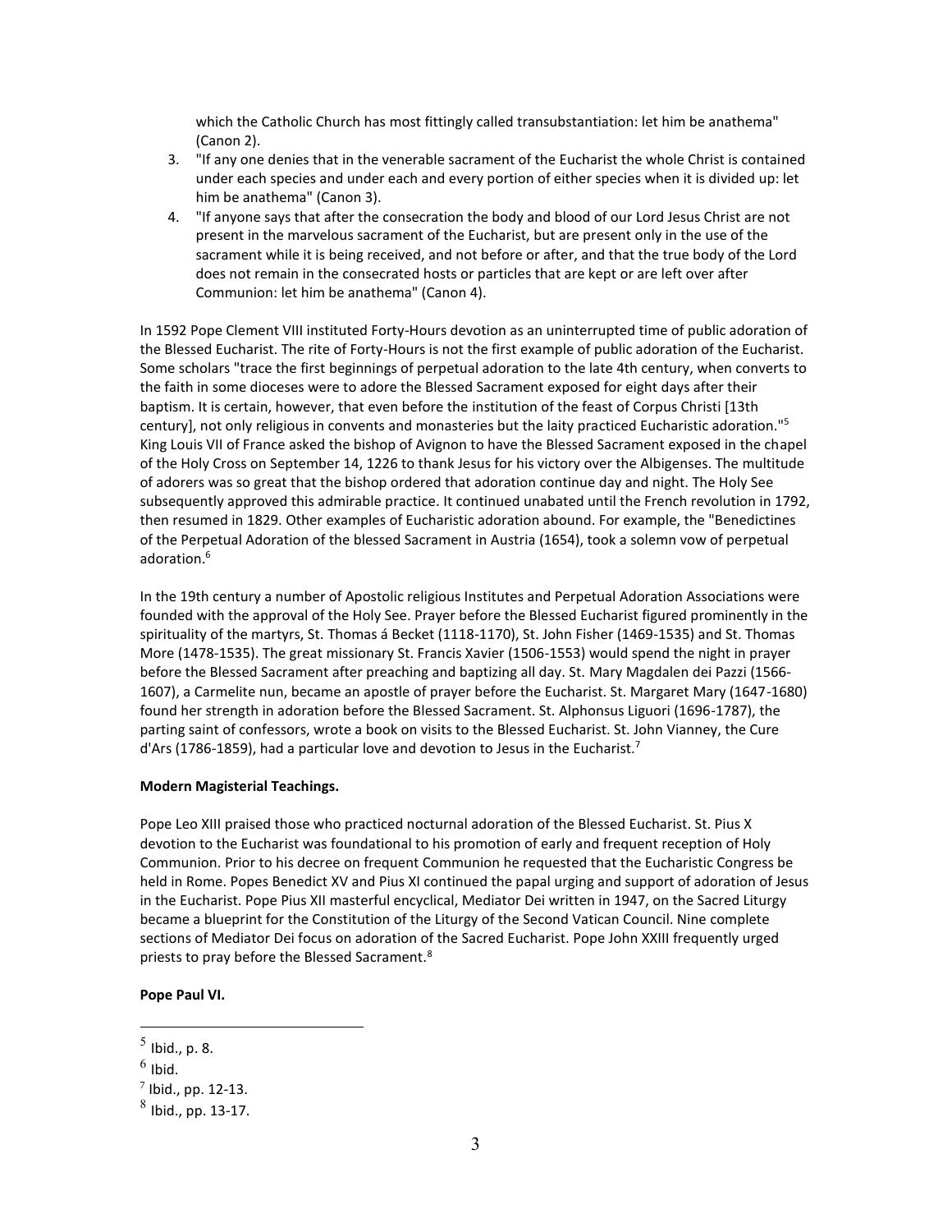which the Catholic Church has most fittingly called transubstantiation: let him be anathema" (Canon 2).

3. "If any one denies that in the venerable sacrament of the Eucharist the whole Christ is contained under each species and under each and every portion of either species when it is divided up: let him be anathema" (Canon 3).
4. "If anyone says that after the consecration the body and blood of our Lord Jesus Christ are not present in the marvelous sacrament of the Eucharist, but are present only in the use of the sacrament while it is being received, and not before or after, and that the true body of the Lord does not remain in the consecrated hosts or particles that are kept or are left over after Communion: let him be anathema" (Canon 4).

In 1592 Pope Clement VIII instituted Forty-Hours devotion as an uninterrupted time of public adoration of the Blessed Eucharist. The rite of Forty-Hours is not the first example of public adoration of the Eucharist. Some scholars "trace the first beginnings of perpetual adoration to the late 4th century, when converts to the faith in some dioceses were to adore the Blessed Sacrament exposed for eight days after their baptism. It is certain, however, that even before the institution of the feast of Corpus Christi [13th century], not only religious in convents and monasteries but the laity practiced Eucharistic adoration."[5] King Louis VII of France asked the bishop of Avignon to have the Blessed Sacrament exposed in the chapel of the Holy Cross on September 14, 1226 to thank Jesus for his victory over the Albigenses. The multitude of adorers was so great that the bishop ordered that adoration continue day and night. The Holy See subsequently approved this admirable practice. It continued unabated until the French revolution in 1792, then resumed in 1829. Other examples of Eucharistic adoration abound. For example, the "Benedictines of the Perpetual Adoration of the blessed Sacrament in Austria (1654), took a solemn vow of perpetual adoration.[6]

In the 19th century a number of Apostolic religious Institutes and Perpetual Adoration Associations were founded with the approval of the Holy See. Prayer before the Blessed Eucharist figured prominently in the spirituality of the martyrs, St. Thomas á Becket (1118-1170), St. John Fisher (1469-1535) and St. Thomas More (1478-1535). The great missionary St. Francis Xavier (1506-1553) would spend the night in prayer before the Blessed Sacrament after preaching and baptizing all day. St. Mary Magdalen dei Pazzi (1566-1607), a Carmelite nun, became an apostle of prayer before the Eucharist. St. Margaret Mary (1647-1680) found her strength in adoration before the Blessed Sacrament. St. Alphonsus Liguori (1696-1787), the parting saint of confessors, wrote a book on visits to the Blessed Eucharist. St. John Vianney, the Cure d'Ars (1786-1859), had a particular love and devotion to Jesus in the Eucharist.[7]

**Modern Magisterial Teachings.**

Pope Leo XIII praised those who practiced nocturnal adoration of the Blessed Eucharist. St. Pius X devotion to the Eucharist was foundational to his promotion of early and frequent reception of Holy Communion. Prior to his decree on frequent Communion he requested that the Eucharistic Congress be held in Rome. Popes Benedict XV and Pius XI continued the papal urging and support of adoration of Jesus in the Eucharist. Pope Pius XII masterful encyclical, Mediator Dei written in 1947, on the Sacred Liturgy became a blueprint for the Constitution of the Liturgy of the Second Vatican Council. Nine complete sections of Mediator Dei focus on adoration of the Sacred Eucharist. Pope John XXIII frequently urged priests to pray before the Blessed Sacrament.[8]

**Pope Paul VI.**

---

[5] Ibid., p. 8.

[6] Ibid.

[7] Ibid., pp. 12-13.

[8] Ibid., pp. 13-17.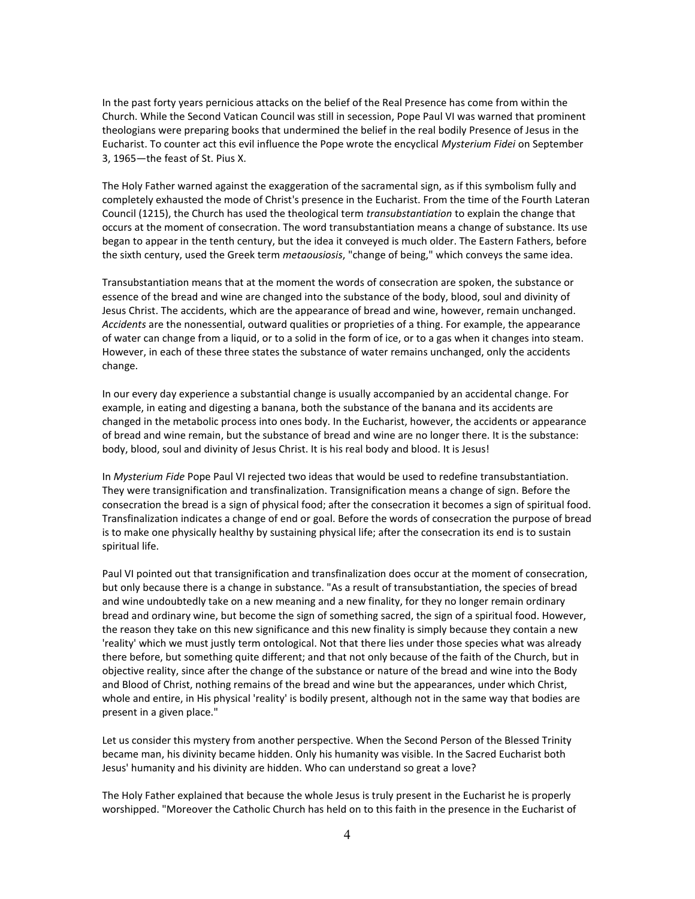In the past forty years pernicious attacks on the belief of the Real Presence has come from within the Church. While the Second Vatican Council was still in secession, Pope Paul VI was warned that prominent theologians were preparing books that undermined the belief in the real bodily Presence of Jesus in the Eucharist. To counter act this evil influence the Pope wrote the encyclical *Mysterium Fidei* on September 3, 1965—the feast of St. Pius X.

The Holy Father warned against the exaggeration of the sacramental sign, as if this symbolism fully and completely exhausted the mode of Christ's presence in the Eucharist. From the time of the Fourth Lateran Council (1215), the Church has used the theological term *transubstantiation* to explain the change that occurs at the moment of consecration. The word transubstantiation means a change of substance. Its use began to appear in the tenth century, but the idea it conveyed is much older. The Eastern Fathers, before the sixth century, used the Greek term *metaousiosis*, "change of being," which conveys the same idea.

Transubstantiation means that at the moment the words of consecration are spoken, the substance or essence of the bread and wine are changed into the substance of the body, blood, soul and divinity of Jesus Christ. The accidents, which are the appearance of bread and wine, however, remain unchanged. *Accidents* are the nonessential, outward qualities or proprieties of a thing. For example, the appearance of water can change from a liquid, or to a solid in the form of ice, or to a gas when it changes into steam. However, in each of these three states the substance of water remains unchanged, only the accidents change.

In our every day experience a substantial change is usually accompanied by an accidental change. For example, in eating and digesting a banana, both the substance of the banana and its accidents are changed in the metabolic process into ones body. In the Eucharist, however, the accidents or appearance of bread and wine remain, but the substance of bread and wine are no longer there. It is the substance: body, blood, soul and divinity of Jesus Christ. It is his real body and blood. It is Jesus!

In *Mysterium Fide* Pope Paul VI rejected two ideas that would be used to redefine transubstantiation. They were transignification and transfinalization. Transignification means a change of sign. Before the consecration the bread is a sign of physical food; after the consecration it becomes a sign of spiritual food. Transfinalization indicates a change of end or goal. Before the words of consecration the purpose of bread is to make one physically healthy by sustaining physical life; after the consecration its end is to sustain spiritual life.

Paul VI pointed out that transignification and transfinalization does occur at the moment of consecration, but only because there is a change in substance. "As a result of transubstantiation, the species of bread and wine undoubtedly take on a new meaning and a new finality, for they no longer remain ordinary bread and ordinary wine, but become the sign of something sacred, the sign of a spiritual food. However, the reason they take on this new significance and this new finality is simply because they contain a new 'reality' which we must justly term ontological. Not that there lies under those species what was already there before, but something quite different; and that not only because of the faith of the Church, but in objective reality, since after the change of the substance or nature of the bread and wine into the Body and Blood of Christ, nothing remains of the bread and wine but the appearances, under which Christ, whole and entire, in His physical 'reality' is bodily present, although not in the same way that bodies are present in a given place."

Let us consider this mystery from another perspective. When the Second Person of the Blessed Trinity became man, his divinity became hidden. Only his humanity was visible. In the Sacred Eucharist both Jesus' humanity and his divinity are hidden. Who can understand so great a love?

The Holy Father explained that because the whole Jesus is truly present in the Eucharist he is properly worshipped. "Moreover the Catholic Church has held on to this faith in the presence in the Eucharist of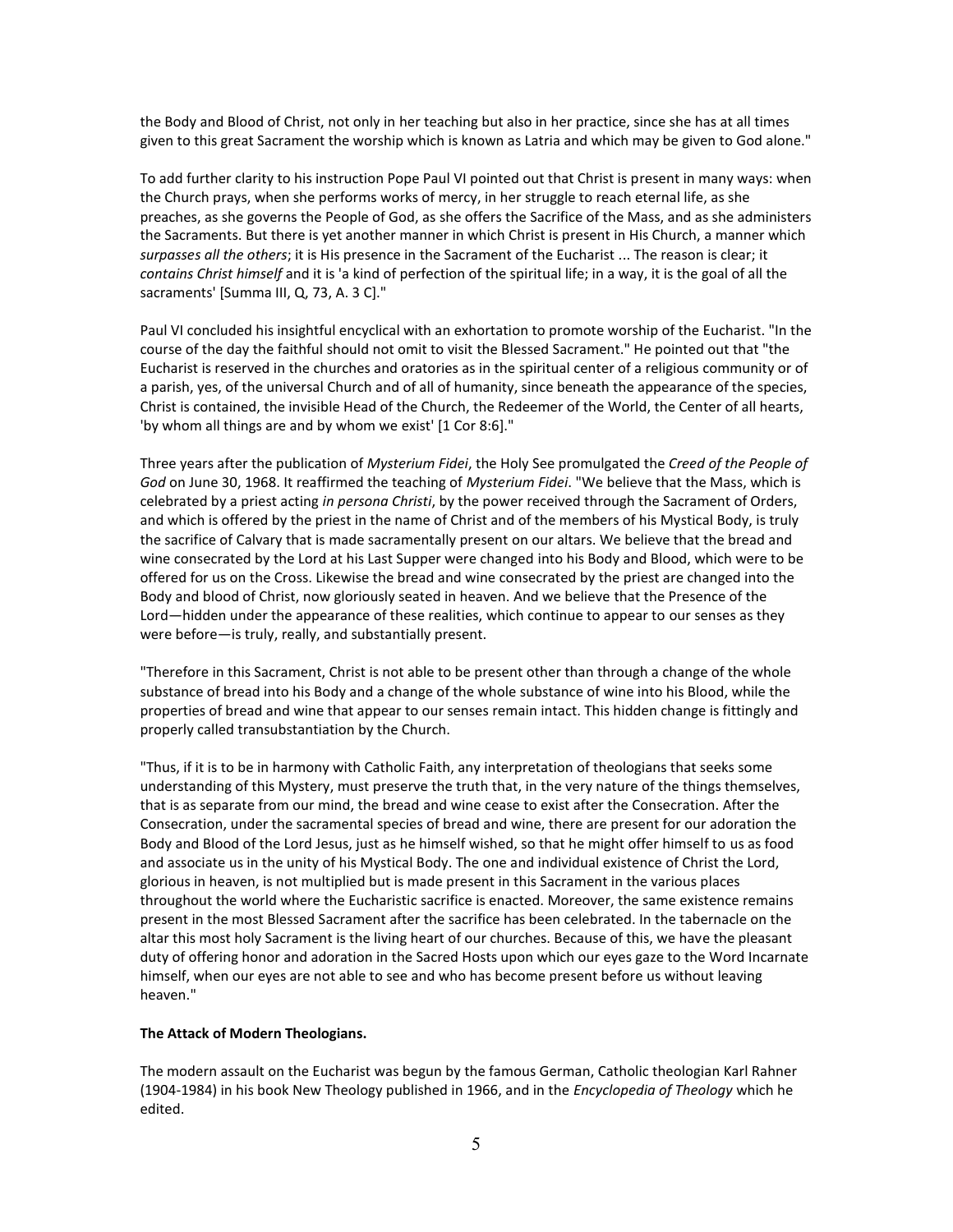the Body and Blood of Christ, not only in her teaching but also in her practice, since she has at all times given to this great Sacrament the worship which is known as Latria and which may be given to God alone."

To add further clarity to his instruction Pope Paul VI pointed out that Christ is present in many ways: when the Church prays, when she performs works of mercy, in her struggle to reach eternal life, as she preaches, as she governs the People of God, as she offers the Sacrifice of the Mass, and as she administers the Sacraments. But there is yet another manner in which Christ is present in His Church, a manner which *surpasses all the others*; it is His presence in the Sacrament of the Eucharist ... The reason is clear; it *contains Christ himself* and it is 'a kind of perfection of the spiritual life; in a way, it is the goal of all the sacraments' [Summa III, Q, 73, A. 3 C]."

Paul VI concluded his insightful encyclical with an exhortation to promote worship of the Eucharist. "In the course of the day the faithful should not omit to visit the Blessed Sacrament." He pointed out that "the Eucharist is reserved in the churches and oratories as in the spiritual center of a religious community or of a parish, yes, of the universal Church and of all of humanity, since beneath the appearance of the species, Christ is contained, the invisible Head of the Church, the Redeemer of the World, the Center of all hearts, 'by whom all things are and by whom we exist' [1 Cor 8:6]."

Three years after the publication of *Mysterium Fidei*, the Holy See promulgated the *Creed of the People of God* on June 30, 1968. It reaffirmed the teaching of *Mysterium Fidei*. "We believe that the Mass, which is celebrated by a priest acting *in persona Christi*, by the power received through the Sacrament of Orders, and which is offered by the priest in the name of Christ and of the members of his Mystical Body, is truly the sacrifice of Calvary that is made sacramentally present on our altars. We believe that the bread and wine consecrated by the Lord at his Last Supper were changed into his Body and Blood, which were to be offered for us on the Cross. Likewise the bread and wine consecrated by the priest are changed into the Body and blood of Christ, now gloriously seated in heaven. And we believe that the Presence of the Lord—hidden under the appearance of these realities, which continue to appear to our senses as they were before—is truly, really, and substantially present.

"Therefore in this Sacrament, Christ is not able to be present other than through a change of the whole substance of bread into his Body and a change of the whole substance of wine into his Blood, while the properties of bread and wine that appear to our senses remain intact. This hidden change is fittingly and properly called transubstantiation by the Church.

"Thus, if it is to be in harmony with Catholic Faith, any interpretation of theologians that seeks some understanding of this Mystery, must preserve the truth that, in the very nature of the things themselves, that is as separate from our mind, the bread and wine cease to exist after the Consecration. After the Consecration, under the sacramental species of bread and wine, there are present for our adoration the Body and Blood of the Lord Jesus, just as he himself wished, so that he might offer himself to us as food and associate us in the unity of his Mystical Body. The one and individual existence of Christ the Lord, glorious in heaven, is not multiplied but is made present in this Sacrament in the various places throughout the world where the Eucharistic sacrifice is enacted. Moreover, the same existence remains present in the most Blessed Sacrament after the sacrifice has been celebrated. In the tabernacle on the altar this most holy Sacrament is the living heart of our churches. Because of this, we have the pleasant duty of offering honor and adoration in the Sacred Hosts upon which our eyes gaze to the Word Incarnate himself, when our eyes are not able to see and who has become present before us without leaving heaven."

**The Attack of Modern Theologians.**

The modern assault on the Eucharist was begun by the famous German, Catholic theologian Karl Rahner (1904-1984) in his book New Theology published in 1966, and in the *Encyclopedia of Theology* which he edited.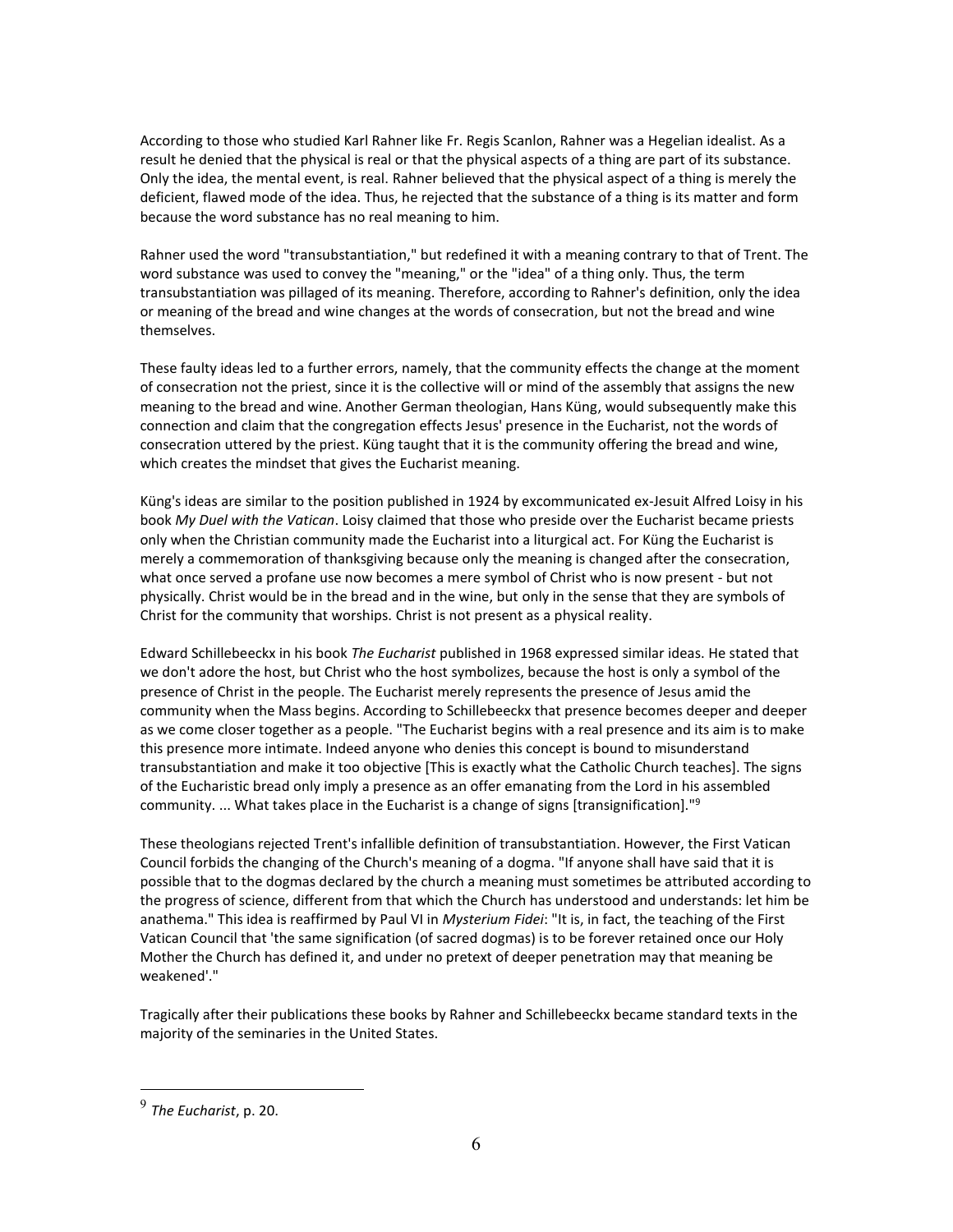According to those who studied Karl Rahner like Fr. Regis Scanlon, Rahner was a Hegelian idealist. As a result he denied that the physical is real or that the physical aspects of a thing are part of its substance. Only the idea, the mental event, is real. Rahner believed that the physical aspect of a thing is merely the deficient, flawed mode of the idea. Thus, he rejected that the substance of a thing is its matter and form because the word substance has no real meaning to him.

Rahner used the word "transubstantiation," but redefined it with a meaning contrary to that of Trent. The word substance was used to convey the "meaning," or the "idea" of a thing only. Thus, the term transubstantiation was pillaged of its meaning. Therefore, according to Rahner's definition, only the idea or meaning of the bread and wine changes at the words of consecration, but not the bread and wine themselves.

These faulty ideas led to a further errors, namely, that the community effects the change at the moment of consecration not the priest, since it is the collective will or mind of the assembly that assigns the new meaning to the bread and wine. Another German theologian, Hans Küng, would subsequently make this connection and claim that the congregation effects Jesus' presence in the Eucharist, not the words of consecration uttered by the priest. Küng taught that it is the community offering the bread and wine, which creates the mindset that gives the Eucharist meaning.

Küng's ideas are similar to the position published in 1924 by excommunicated ex-Jesuit Alfred Loisy in his book *My Duel with the Vatican*. Loisy claimed that those who preside over the Eucharist became priests only when the Christian community made the Eucharist into a liturgical act. For Küng the Eucharist is merely a commemoration of thanksgiving because only the meaning is changed after the consecration, what once served a profane use now becomes a mere symbol of Christ who is now present - but not physically. Christ would be in the bread and in the wine, but only in the sense that they are symbols of Christ for the community that worships. Christ is not present as a physical reality.

Edward Schillebeeckx in his book *The Eucharist* published in 1968 expressed similar ideas. He stated that we don't adore the host, but Christ who the host symbolizes, because the host is only a symbol of the presence of Christ in the people. The Eucharist merely represents the presence of Jesus amid the community when the Mass begins. According to Schillebeeckx that presence becomes deeper and deeper as we come closer together as a people. "The Eucharist begins with a real presence and its aim is to make this presence more intimate. Indeed anyone who denies this concept is bound to misunderstand transubstantiation and make it too objective [This is exactly what the Catholic Church teaches]. The signs of the Eucharistic bread only imply a presence as an offer emanating from the Lord in his assembled community. ... What takes place in the Eucharist is a change of signs [transignification]."[9]

These theologians rejected Trent's infallible definition of transubstantiation. However, the First Vatican Council forbids the changing of the Church's meaning of a dogma. "If anyone shall have said that it is possible that to the dogmas declared by the church a meaning must sometimes be attributed according to the progress of science, different from that which the Church has understood and understands: let him be anathema." This idea is reaffirmed by Paul VI in *Mysterium Fidei*: "It is, in fact, the teaching of the First Vatican Council that 'the same signification (of sacred dogmas) is to be forever retained once our Holy Mother the Church has defined it, and under no pretext of deeper penetration may that meaning be weakened'."

Tragically after their publications these books by Rahner and Schillebeeckx became standard texts in the majority of the seminaries in the United States.

---

[9] *The Eucharist*, p. 20.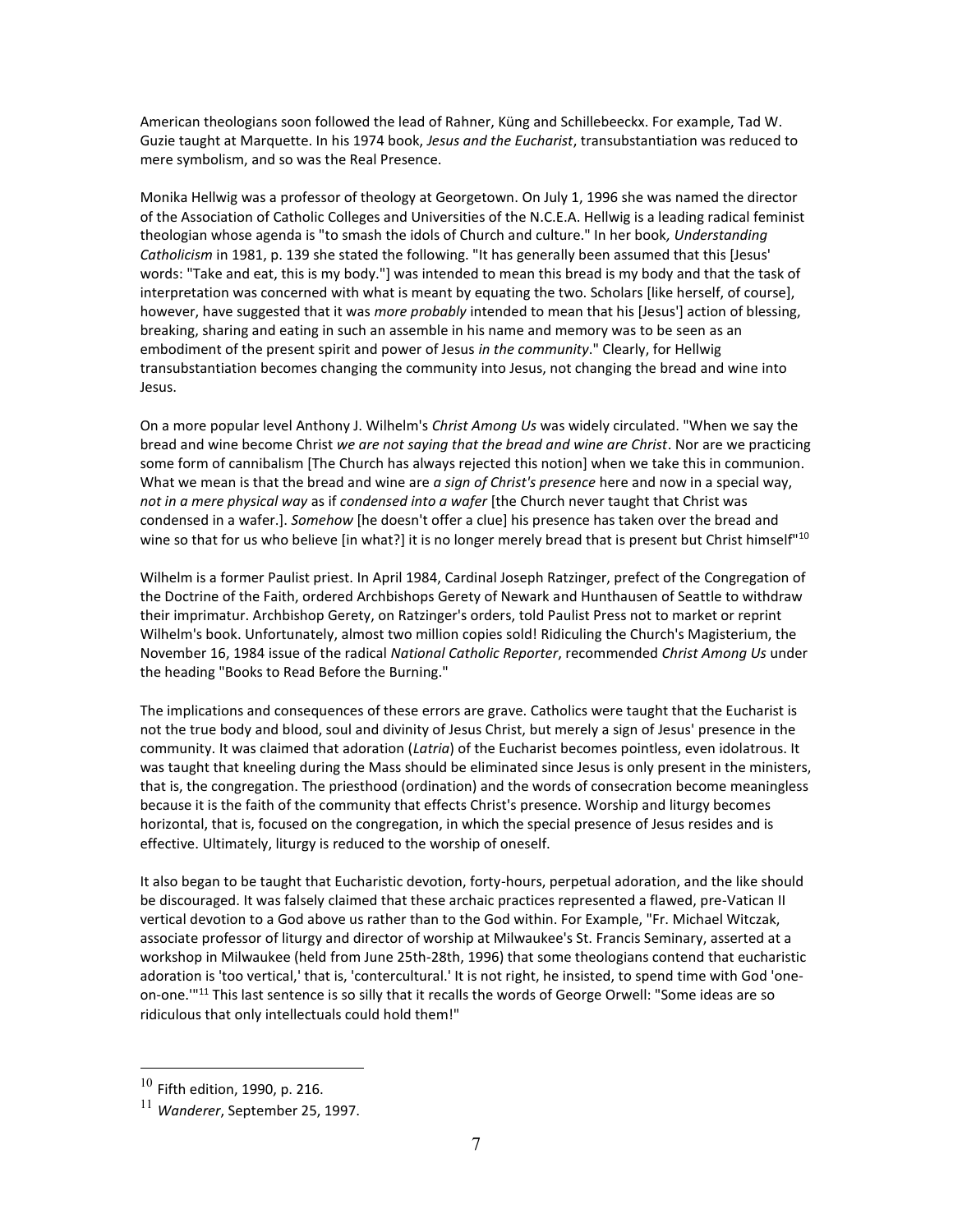American theologians soon followed the lead of Rahner, Küng and Schillebeeckx. For example, Tad W. Guzie taught at Marquette. In his 1974 book, *Jesus and the Eucharist*, transubstantiation was reduced to mere symbolism, and so was the Real Presence.

Monika Hellwig was a professor of theology at Georgetown. On July 1, 1996 she was named the director of the Association of Catholic Colleges and Universities of the N.C.E.A. Hellwig is a leading radical feminist theologian whose agenda is "to smash the idols of Church and culture." In her book*, Understanding Catholicism* in 1981, p. 139 she stated the following. "It has generally been assumed that this [Jesus' words: "Take and eat, this is my body."] was intended to mean this bread is my body and that the task of interpretation was concerned with what is meant by equating the two. Scholars [like herself, of course], however, have suggested that it was *more probably* intended to mean that his [Jesus'] action of blessing, breaking, sharing and eating in such an assemble in his name and memory was to be seen as an embodiment of the present spirit and power of Jesus *in the community*." Clearly, for Hellwig transubstantiation becomes changing the community into Jesus, not changing the bread and wine into Jesus.

On a more popular level Anthony J. Wilhelm's *Christ Among Us* was widely circulated. "When we say the bread and wine become Christ *we are not saying that the bread and wine are Christ*. Nor are we practicing some form of cannibalism [The Church has always rejected this notion] when we take this in communion. What we mean is that the bread and wine are *a sign of Christ's presence* here and now in a special way, *not in a mere physical way* as if *condensed into a wafer* [the Church never taught that Christ was condensed in a wafer.]. *Somehow* [he doesn't offer a clue] his presence has taken over the bread and wine so that for us who believe [in what?] it is no longer merely bread that is present but Christ himself"[10]

Wilhelm is a former Paulist priest. In April 1984, Cardinal Joseph Ratzinger, prefect of the Congregation of the Doctrine of the Faith, ordered Archbishops Gerety of Newark and Hunthausen of Seattle to withdraw their imprimatur. Archbishop Gerety, on Ratzinger's orders, told Paulist Press not to market or reprint Wilhelm's book. Unfortunately, almost two million copies sold! Ridiculing the Church's Magisterium, the November 16, 1984 issue of the radical *National Catholic Reporter*, recommended *Christ Among Us* under the heading "Books to Read Before the Burning."

The implications and consequences of these errors are grave. Catholics were taught that the Eucharist is not the true body and blood, soul and divinity of Jesus Christ, but merely a sign of Jesus' presence in the community. It was claimed that adoration (*Latria*) of the Eucharist becomes pointless, even idolatrous. It was taught that kneeling during the Mass should be eliminated since Jesus is only present in the ministers, that is, the congregation. The priesthood (ordination) and the words of consecration become meaningless because it is the faith of the community that effects Christ's presence. Worship and liturgy becomes horizontal, that is, focused on the congregation, in which the special presence of Jesus resides and is effective. Ultimately, liturgy is reduced to the worship of oneself.

It also began to be taught that Eucharistic devotion, forty-hours, perpetual adoration, and the like should be discouraged. It was falsely claimed that these archaic practices represented a flawed, pre-Vatican II vertical devotion to a God above us rather than to the God within. For Example, "Fr. Michael Witczak, associate professor of liturgy and director of worship at Milwaukee's St. Francis Seminary, asserted at a workshop in Milwaukee (held from June 25th-28th, 1996) that some theologians contend that eucharistic adoration is 'too vertical,' that is, 'contercultural.' It is not right, he insisted, to spend time with God 'one-on-one.'"[11] This last sentence is so silly that it recalls the words of George Orwell: "Some ideas are so ridiculous that only intellectuals could hold them!"

---

[10] Fifth edition, 1990, p. 216.

[11] *Wanderer*, September 25, 1997.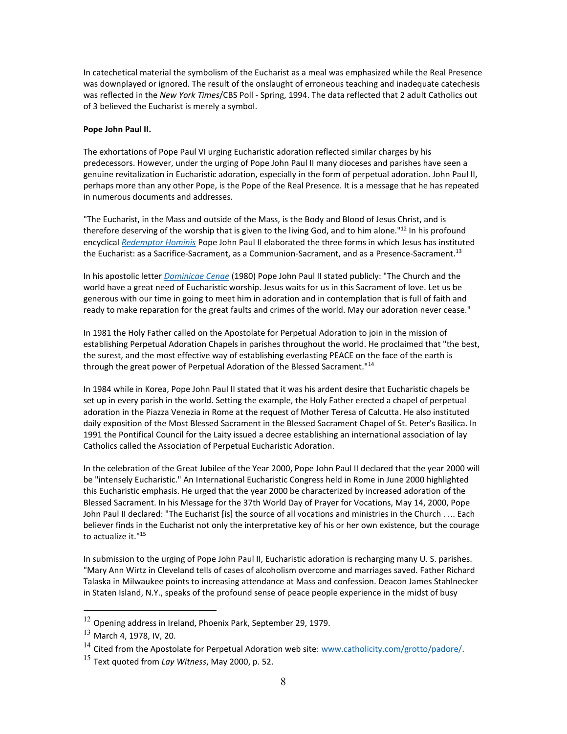In catechetical material the symbolism of the Eucharist as a meal was emphasized while the Real Presence was downplayed or ignored. The result of the onslaught of erroneous teaching and inadequate catechesis was reflected in the *New York Times*/CBS Poll - Spring, 1994. The data reflected that 2 adult Catholics out of 3 believed the Eucharist is merely a symbol.

**Pope John Paul II.**

The exhortations of Pope Paul VI urging Eucharistic adoration reflected similar charges by his predecessors. However, under the urging of Pope John Paul II many dioceses and parishes have seen a genuine revitalization in Eucharistic adoration, especially in the form of perpetual adoration. John Paul II, perhaps more than any other Pope, is the Pope of the Real Presence. It is a message that he has repeated in numerous documents and addresses.

"The Eucharist, in the Mass and outside of the Mass, is the Body and Blood of Jesus Christ, and is therefore deserving of the worship that is given to the living God, and to him alone."[12] In his profound encyclical *Redemptor Hominis* Pope John Paul II elaborated the three forms in which Jesus has instituted the Eucharist: as a Sacrifice-Sacrament, as a Communion-Sacrament, and as a Presence-Sacrament.[13]

In his apostolic letter *Dominicae Cenae* (1980) Pope John Paul II stated publicly: "The Church and the world have a great need of Eucharistic worship. Jesus waits for us in this Sacrament of love. Let us be generous with our time in going to meet him in adoration and in contemplation that is full of faith and ready to make reparation for the great faults and crimes of the world. May our adoration never cease."

In 1981 the Holy Father called on the Apostolate for Perpetual Adoration to join in the mission of establishing Perpetual Adoration Chapels in parishes throughout the world. He proclaimed that "the best, the surest, and the most effective way of establishing everlasting PEACE on the face of the earth is through the great power of Perpetual Adoration of the Blessed Sacrament."[14]

In 1984 while in Korea, Pope John Paul II stated that it was his ardent desire that Eucharistic chapels be set up in every parish in the world. Setting the example, the Holy Father erected a chapel of perpetual adoration in the Piazza Venezia in Rome at the request of Mother Teresa of Calcutta. He also instituted daily exposition of the Most Blessed Sacrament in the Blessed Sacrament Chapel of St. Peter's Basilica. In 1991 the Pontifical Council for the Laity issued a decree establishing an international association of lay Catholics called the Association of Perpetual Eucharistic Adoration.

In the celebration of the Great Jubilee of the Year 2000, Pope John Paul II declared that the year 2000 will be "intensely Eucharistic." An International Eucharistic Congress held in Rome in June 2000 highlighted this Eucharistic emphasis. He urged that the year 2000 be characterized by increased adoration of the Blessed Sacrament. In his Message for the 37th World Day of Prayer for Vocations, May 14, 2000, Pope John Paul II declared: "The Eucharist [is] the source of all vocations and ministries in the Church . ... Each believer finds in the Eucharist not only the interpretative key of his or her own existence, but the courage to actualize it."[15]

In submission to the urging of Pope John Paul II, Eucharistic adoration is recharging many U. S. parishes. "Mary Ann Wirtz in Cleveland tells of cases of alcoholism overcome and marriages saved. Father Richard Talaska in Milwaukee points to increasing attendance at Mass and confession. Deacon James Stahlnecker in Staten Island, N.Y., speaks of the profound sense of peace people experience in the midst of busy

---

[12] Opening address in Ireland, Phoenix Park, September 29, 1979.

[13] March 4, 1978, IV, 20.

[14] Cited from the Apostolate for Perpetual Adoration web site: www.catholicity.com/grotto/padore/.

[15] Text quoted from *Lay Witness*, May 2000, p. 52.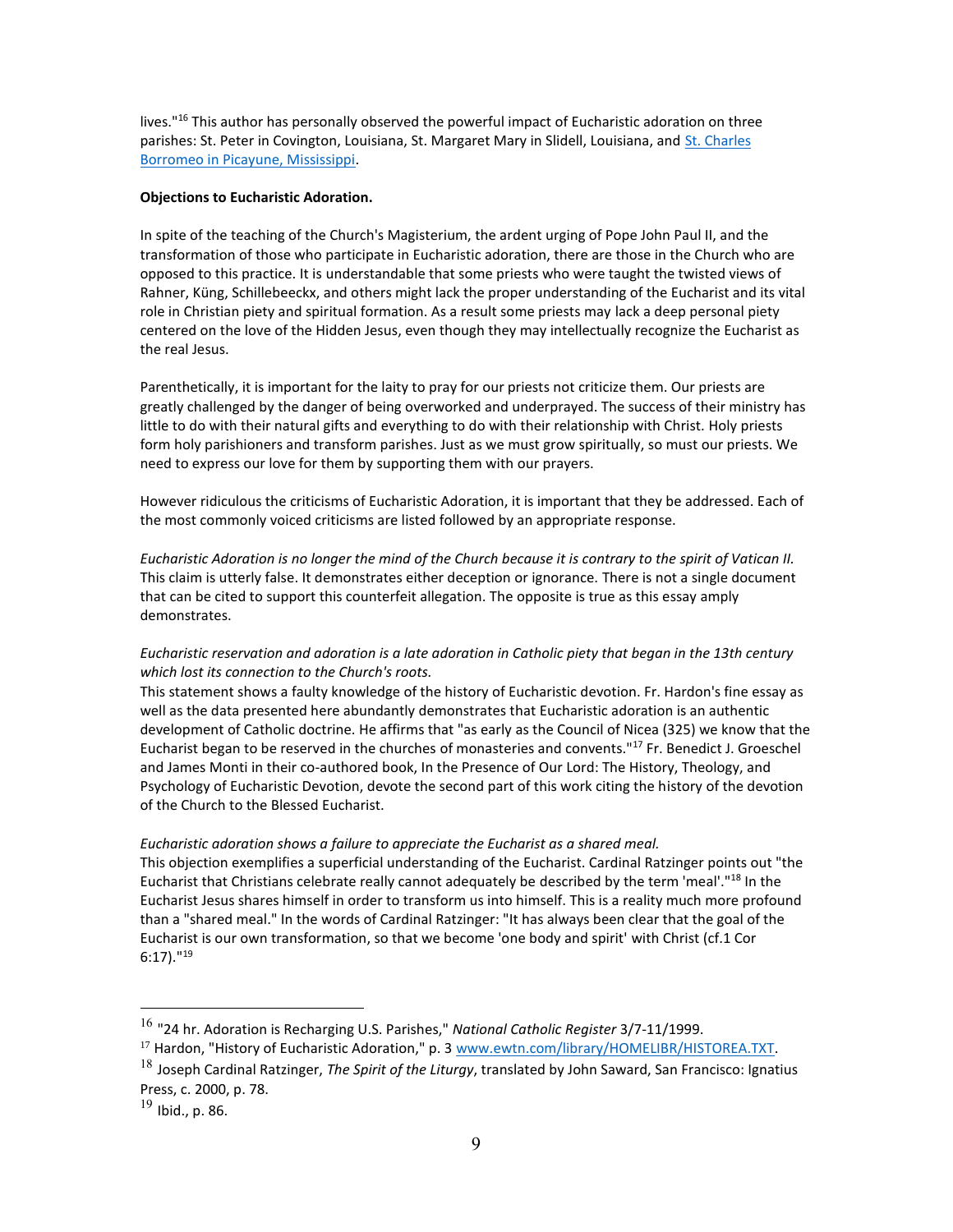lives."[16] This author has personally observed the powerful impact of Eucharistic adoration on three parishes: St. Peter in Covington, Louisiana, St. Margaret Mary in Slidell, Louisiana, and St. Charles Borromeo in Picayune, Mississippi.

**Objections to Eucharistic Adoration.**

In spite of the teaching of the Church's Magisterium, the ardent urging of Pope John Paul II, and the transformation of those who participate in Eucharistic adoration, there are those in the Church who are opposed to this practice. It is understandable that some priests who were taught the twisted views of Rahner, Küng, Schillebeeckx, and others might lack the proper understanding of the Eucharist and its vital role in Christian piety and spiritual formation. As a result some priests may lack a deep personal piety centered on the love of the Hidden Jesus, even though they may intellectually recognize the Eucharist as the real Jesus.

Parenthetically, it is important for the laity to pray for our priests not criticize them. Our priests are greatly challenged by the danger of being overworked and underprayed. The success of their ministry has little to do with their natural gifts and everything to do with their relationship with Christ. Holy priests form holy parishioners and transform parishes. Just as we must grow spiritually, so must our priests. We need to express our love for them by supporting them with our prayers.

However ridiculous the criticisms of Eucharistic Adoration, it is important that they be addressed. Each of the most commonly voiced criticisms are listed followed by an appropriate response.

*Eucharistic Adoration is no longer the mind of the Church because it is contrary to the spirit of Vatican II.* This claim is utterly false. It demonstrates either deception or ignorance. There is not a single document that can be cited to support this counterfeit allegation. The opposite is true as this essay amply demonstrates.

*Eucharistic reservation and adoration is a late adoration in Catholic piety that began in the 13th century which lost its connection to the Church's roots.*
This statement shows a faulty knowledge of the history of Eucharistic devotion. Fr. Hardon's fine essay as well as the data presented here abundantly demonstrates that Eucharistic adoration is an authentic development of Catholic doctrine. He affirms that "as early as the Council of Nicea (325) we know that the Eucharist began to be reserved in the churches of monasteries and convents."[17] Fr. Benedict J. Groeschel and James Monti in their co-authored book, In the Presence of Our Lord: The History, Theology, and Psychology of Eucharistic Devotion, devote the second part of this work citing the history of the devotion of the Church to the Blessed Eucharist.

*Eucharistic adoration shows a failure to appreciate the Eucharist as a shared meal.*
This objection exemplifies a superficial understanding of the Eucharist. Cardinal Ratzinger points out "the Eucharist that Christians celebrate really cannot adequately be described by the term 'meal'."[18] In the Eucharist Jesus shares himself in order to transform us into himself. This is a reality much more profound than a "shared meal." In the words of Cardinal Ratzinger: "It has always been clear that the goal of the Eucharist is our own transformation, so that we become 'one body and spirit' with Christ (cf.1 Cor 6:17)."[19]

---

[16] "24 hr. Adoration is Recharging U.S. Parishes," *National Catholic Register* 3/7-11/1999.

[17] Hardon, "History of Eucharistic Adoration," p. 3 www.ewtn.com/library/HOMELIBR/HISTOREA.TXT.

[18] Joseph Cardinal Ratzinger, *The Spirit of the Liturgy*, translated by John Saward, San Francisco: Ignatius Press, c. 2000, p. 78.

[19] Ibid., p. 86.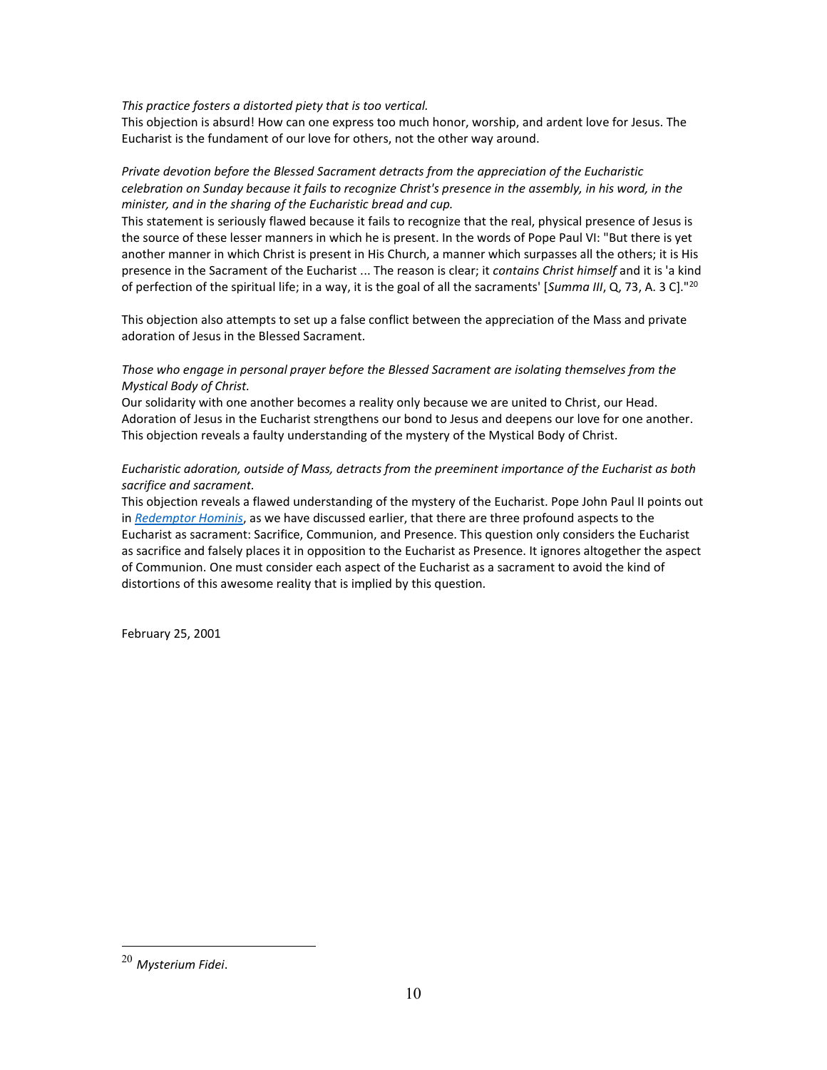*This practice fosters a distorted piety that is too vertical.*
This objection is absurd! How can one express too much honor, worship, and ardent love for Jesus. The Eucharist is the fundament of our love for others, not the other way around.

*Private devotion before the Blessed Sacrament detracts from the appreciation of the Eucharistic celebration on Sunday because it fails to recognize Christ's presence in the assembly, in his word, in the minister, and in the sharing of the Eucharistic bread and cup.*
This statement is seriously flawed because it fails to recognize that the real, physical presence of Jesus is the source of these lesser manners in which he is present. In the words of Pope Paul VI: "But there is yet another manner in which Christ is present in His Church, a manner which surpasses all the others; it is His presence in the Sacrament of the Eucharist ... The reason is clear; it *contains Christ himself* and it is 'a kind of perfection of the spiritual life; in a way, it is the goal of all the sacraments' [*Summa III*, Q, 73, A. 3 C]."[20]

This objection also attempts to set up a false conflict between the appreciation of the Mass and private adoration of Jesus in the Blessed Sacrament.

*Those who engage in personal prayer before the Blessed Sacrament are isolating themselves from the Mystical Body of Christ.*
Our solidarity with one another becomes a reality only because we are united to Christ, our Head. Adoration of Jesus in the Eucharist strengthens our bond to Jesus and deepens our love for one another. This objection reveals a faulty understanding of the mystery of the Mystical Body of Christ.

*Eucharistic adoration, outside of Mass, detracts from the preeminent importance of the Eucharist as both sacrifice and sacrament.*
This objection reveals a flawed understanding of the mystery of the Eucharist. Pope John Paul II points out in *Redemptor Hominis*, as we have discussed earlier, that there are three profound aspects to the Eucharist as sacrament: Sacrifice, Communion, and Presence. This question only considers the Eucharist as sacrifice and falsely places it in opposition to the Eucharist as Presence. It ignores altogether the aspect of Communion. One must consider each aspect of the Eucharist as a sacrament to avoid the kind of distortions of this awesome reality that is implied by this question.

February 25, 2001

---

[20] *Mysterium Fidei*.